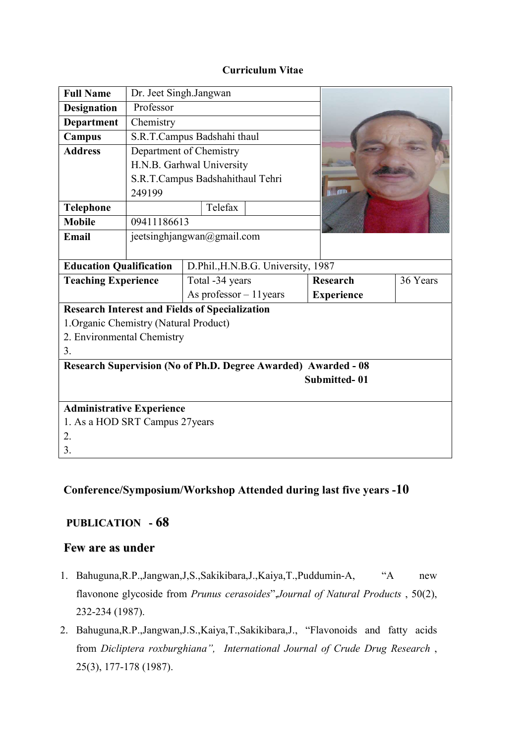**Curriculum Vitae**

| **Full Name** | Dr. Jeet Singh.Jangwan | | |
|---|---|---|---|
| **Designation** | Professor | | |
| **Department** | Chemistry | | |
| **Campus** | S.R.T.Campus Badshahi thaul | | |
| **Address** | Department of Chemistry<br>H.N.B. Garhwal University<br>S.R.T.Campus Badshahithaul Tehri<br>249199 | | |
| **Telephone** | | Telefax | |
| **Mobile** | 09411186613 | | |
| **Email** | jeetsinghjangwan@gmail.com | | |

| **Education Qualification** | D.Phil.,H.N.B.G. University, 1987 | | |
|---|---|---|---|
| **Teaching Experience** | Total -34 years<br>As professor – 11years | **Research Experience** | 36 Years |

**Research Interest and Fields of Specialization**

1.Organic Chemistry (Natural Product)
2. Environmental Chemistry
3.

**Research Supervision (No of Ph.D. Degree Awarded) Awarded - 08**
**Submitted- 01**

**Administrative Experience**

1. As a HOD SRT Campus 27years
2.
3.

## Conference/Symposium/Workshop Attended during last five years -10

## PUBLICATION - 68

## Few are as under

1. Bahuguna,R.P.,Jangwan,J,S.,Sakikibara,J.,Kaiya,T.,Puddumin-A, "A new flavonone glycoside from *Prunus cerasoides*",*Journal of Natural Products* , 50(2), 232-234 (1987).
2. Bahuguna,R.P.,Jangwan,J.S.,Kaiya,T.,Sakikibara,J., "Flavonoids and fatty acids from *Dicliptera roxburghiana",* *International Journal of Crude Drug Research* , 25(3), 177-178 (1987).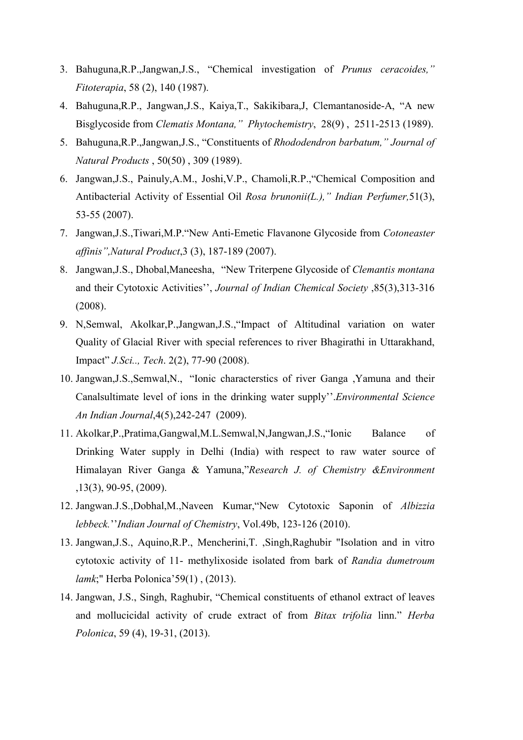3. Bahuguna,R.P.,Jangwan,J.S., "Chemical investigation of *Prunus ceracoides," Fitoterapia*, 58 (2), 140 (1987).
4. Bahuguna,R.P., Jangwan,J.S., Kaiya,T., Sakikibara,J, Clemantanoside-A, "A new Bisglycoside from *Clematis Montana," Phytochemistry*, 28(9) , 2511-2513 (1989).
5. Bahuguna,R.P.,Jangwan,J.S., "Constituents of *Rhododendron barbatum," Journal of Natural Products* , 50(50) , 309 (1989).
6. Jangwan,J.S., Painuly,A.M., Joshi,V.P., Chamoli,R.P.,"Chemical Composition and Antibacterial Activity of Essential Oil *Rosa brunonii(L.)," Indian Perfumer,*51(3), 53-55 (2007).
7. Jangwan,J.S.,Tiwari,M.P."New Anti-Emetic Flavanone Glycoside from *Cotoneaster affinis",Natural Product*,3 (3), 187-189 (2007).
8. Jangwan,J.S., Dhobal,Maneesha, "New Triterpene Glycoside of *Clemantis montana* and their Cytotoxic Activities'', *Journal of Indian Chemical Society* ,85(3),313-316 (2008).
9. N,Semwal, Akolkar,P.,Jangwan,J.S.,"Impact of Altitudinal variation on water Quality of Glacial River with special references to river Bhagirathi in Uttarakhand, Impact" *J.Sci.., Tech*. 2(2), 77-90 (2008).
10. Jangwan,J.S.,Semwal,N., "Ionic characterstics of river Ganga ,Yamuna and their Canalsultimate level of ions in the drinking water supply''.*Environmental Science An Indian Journal*,4(5),242-247 (2009).
11. Akolkar,P.,Pratima,Gangwal,M.L.Semwal,N,Jangwan,J.S.,"Ionic Balance of Drinking Water supply in Delhi (India) with respect to raw water source of Himalayan River Ganga & Yamuna,"*Research J. of Chemistry &Environment* ,13(3), 90-95, (2009).
12. Jangwan.J.S.,Dobhal,M.,Naveen Kumar,"New Cytotoxic Saponin of *Albizzia lebbeck.*''*Indian Journal of Chemistry*, Vol.49b, 123-126 (2010).
13. Jangwan,J.S., Aquino,R.P., Mencherini,T. ,Singh,Raghubir "Isolation and in vitro cytotoxic activity of 11- methylixoside isolated from bark of *Randia dumetroum lamk*;" Herba Polonica'59(1) , (2013).
14. Jangwan, J.S., Singh, Raghubir, "Chemical constituents of ethanol extract of leaves and mollucicidal activity of crude extract of from *Bitax trifolia* linn." *Herba Polonica*, 59 (4), 19-31, (2013).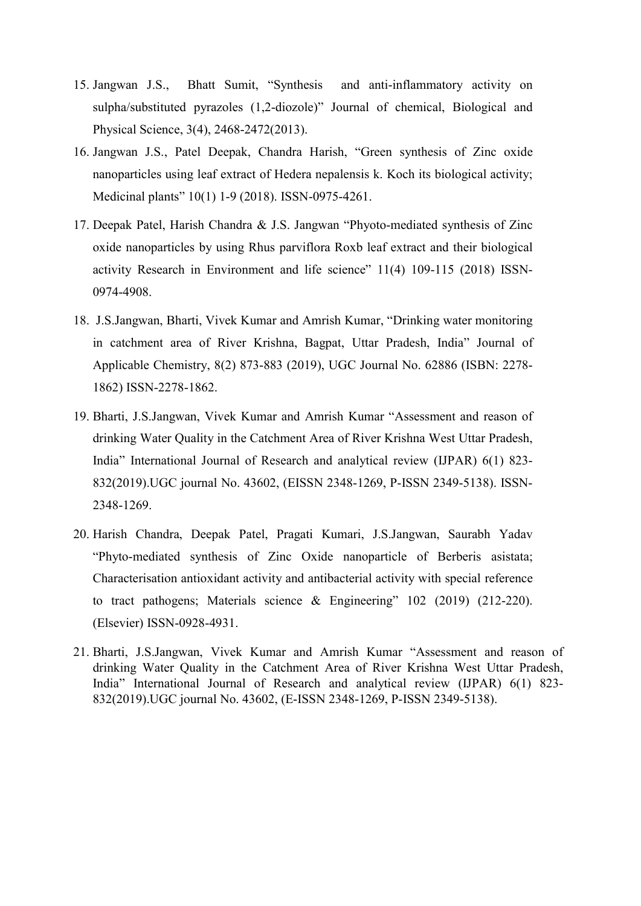15. Jangwan J.S., Bhatt Sumit, "Synthesis and anti-inflammatory activity on sulpha/substituted pyrazoles (1,2-diozole)" Journal of chemical, Biological and Physical Science, 3(4), 2468-2472(2013).

16. Jangwan J.S., Patel Deepak, Chandra Harish, "Green synthesis of Zinc oxide nanoparticles using leaf extract of Hedera nepalensis k. Koch its biological activity; Medicinal plants" 10(1) 1-9 (2018). ISSN-0975-4261.

17. Deepak Patel, Harish Chandra & J.S. Jangwan "Phyoto-mediated synthesis of Zinc oxide nanoparticles by using Rhus parviflora Roxb leaf extract and their biological activity Research in Environment and life science" 11(4) 109-115 (2018) ISSN-0974-4908.

18. J.S.Jangwan, Bharti, Vivek Kumar and Amrish Kumar, "Drinking water monitoring in catchment area of River Krishna, Bagpat, Uttar Pradesh, India" Journal of Applicable Chemistry, 8(2) 873-883 (2019), UGC Journal No. 62886 (ISBN: 2278-1862) ISSN-2278-1862.

19. Bharti, J.S.Jangwan, Vivek Kumar and Amrish Kumar "Assessment and reason of drinking Water Quality in the Catchment Area of River Krishna West Uttar Pradesh, India" International Journal of Research and analytical review (IJPAR) 6(1) 823-832(2019).UGC journal No. 43602, (EISSN 2348-1269, P-ISSN 2349-5138). ISSN-2348-1269.

20. Harish Chandra, Deepak Patel, Pragati Kumari, J.S.Jangwan, Saurabh Yadav "Phyto-mediated synthesis of Zinc Oxide nanoparticle of Berberis asistata; Characterisation antioxidant activity and antibacterial activity with special reference to tract pathogens; Materials science & Engineering" 102 (2019) (212-220). (Elsevier) ISSN-0928-4931.

21. Bharti, J.S.Jangwan, Vivek Kumar and Amrish Kumar "Assessment and reason of drinking Water Quality in the Catchment Area of River Krishna West Uttar Pradesh, India" International Journal of Research and analytical review (IJPAR) 6(1) 823-832(2019).UGC journal No. 43602, (E-ISSN 2348-1269, P-ISSN 2349-5138).